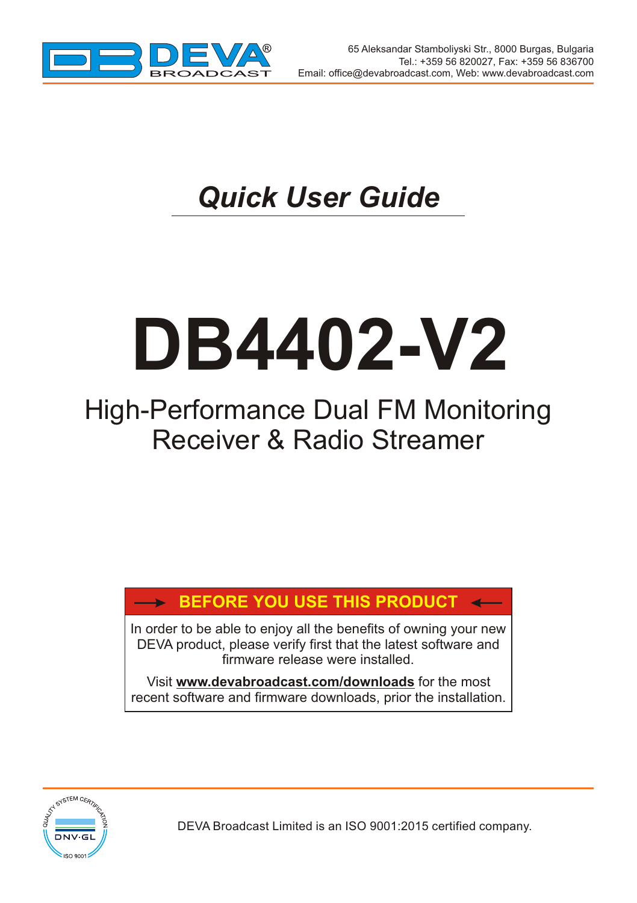DEVA BROADCAST

65 Aleksandar Stamboliyski Str., 8000 Burgas, Bulgaria
Tel.: +359 56 820027, Fax: +359 56 836700
Email: office@devabroadcast.com, Web: www.devabroadcast.com

## *Quick User Guide*

# DB4402-V2

## High-Performance Dual FM Monitoring Receiver & Radio Streamer

**BEFORE YOU USE THIS PRODUCT**

In order to be able to enjoy all the benefits of owning your new DEVA product, please verify first that the latest software and firmware release were installed.

Visit **www.devabroadcast.com/downloads** for the most recent software and firmware downloads, prior the installation.

DEVA Broadcast Limited is an ISO 9001:2015 certified company.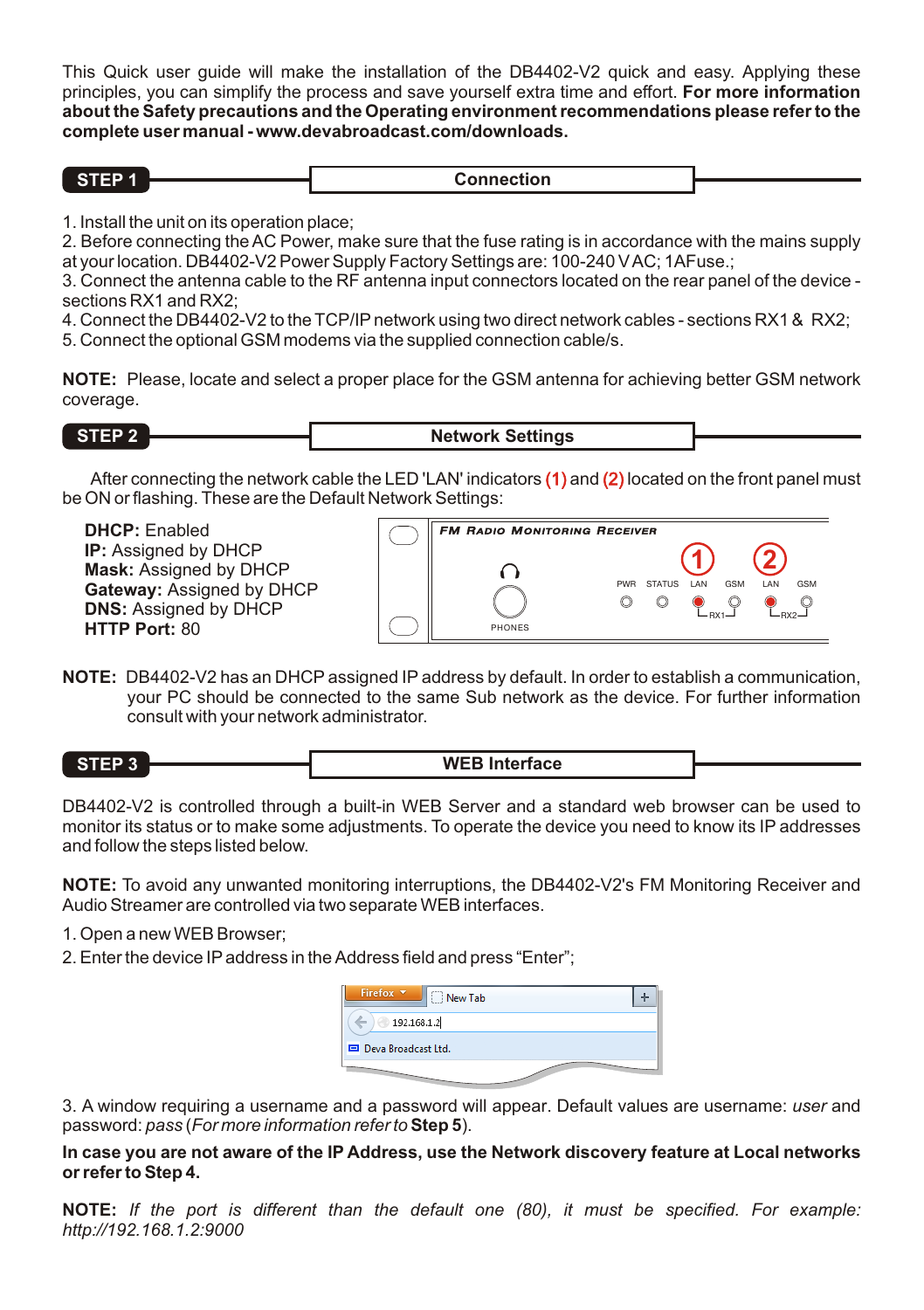This Quick user guide will make the installation of the DB4402-V2 quick and easy. Applying these principles, you can simplify the process and save yourself extra time and effort. **For more information about the Safety precautions and the Operating environment recommendations please refer to the complete user manual - www.devabroadcast.com/downloads.**

## STEP 1 — Connection

1. Install the unit on its operation place;
2. Before connecting the AC Power, make sure that the fuse rating is in accordance with the mains supply at your location. DB4402-V2 Power Supply Factory Settings are: 100-240 V AC; 1AFuse.;
3. Connect the antenna cable to the RF antenna input connectors located on the rear panel of the device - sections RX1 and RX2;
4. Connect the DB4402-V2 to the TCP/IP network using two direct network cables - sections RX1 & RX2;
5. Connect the optional GSM modems via the supplied connection cable/s.

**NOTE:** Please, locate and select a proper place for the GSM antenna for achieving better GSM network coverage.

## STEP 2 — Network Settings

After connecting the network cable the LED 'LAN' indicators **(1)** and **(2)** located on the front panel must be ON or flashing. These are the Default Network Settings:

**DHCP:** Enabled
**IP:** Assigned by DHCP
**Mask:** Assigned by DHCP
**Gateway:** Assigned by DHCP
**DNS:** Assigned by DHCP
**HTTP Port:** 80

FM RADIO MONITORING RECEIVER

PHONES — PWR — STATUS — LAN (1) — GSM — RX1 — LAN (2) — GSM — RX2

**NOTE:** DB4402-V2 has an DHCP assigned IP address by default. In order to establish a communication, your PC should be connected to the same Sub network as the device. For further information consult with your network administrator.

## STEP 3 — WEB Interface

DB4402-V2 is controlled through a built-in WEB Server and a standard web browser can be used to monitor its status or to make some adjustments. To operate the device you need to know its IP addresses and follow the steps listed below.

**NOTE:** To avoid any unwanted monitoring interruptions, the DB4402-V2's FM Monitoring Receiver and Audio Streamer are controlled via two separate WEB interfaces.

1. Open a new WEB Browser;
2. Enter the device IP address in the Address field and press “Enter”;

Firefox — New Tab — 192.168.1.2 — Deva Broadcast Ltd.

3. A window requiring a username and a password will appear. Default values are username: *user* and password: *pass* (*For more information refer to* **Step 5**).

**In case you are not aware of the IP Address, use the Network discovery feature at Local networks or refer to Step 4.**

**NOTE:** *If the port is different than the default one (80), it must be specified. For example: http://192.168.1.2:9000*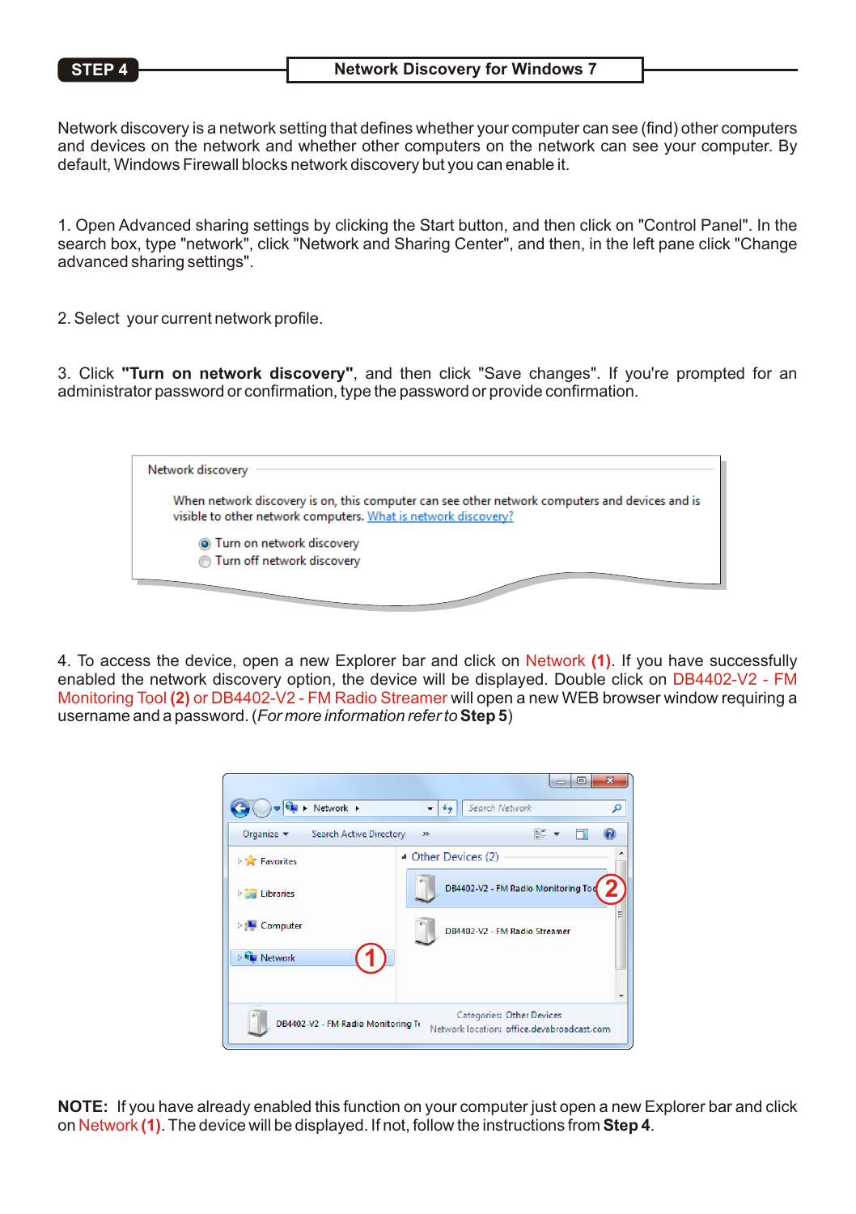## STEP 4 — Network Discovery for Windows 7

Network discovery is a network setting that defines whether your computer can see (find) other computers and devices on the network and whether other computers on the network can see your computer. By default, Windows Firewall blocks network discovery but you can enable it.

1. Open Advanced sharing settings by clicking the Start button, and then click on "Control Panel". In the search box, type "network", click "Network and Sharing Center", and then, in the left pane click "Change advanced sharing settings".

2. Select your current network profile.

3. Click **"Turn on network discovery"**, and then click "Save changes". If you're prompted for an administrator password or confirmation, type the password or provide confirmation.

4. To access the device, open a new Explorer bar and click on Network **(1)**. If you have successfully enabled the network discovery option, the device will be displayed. Double click on DB4402-V2 - FM Monitoring Tool **(2)** or DB4402-V2 - FM Radio Streamer will open a new WEB browser window requiring a username and a password. (*For more information refer to* **Step 5**)

**NOTE:** If you have already enabled this function on your computer just open a new Explorer bar and click on Network **(1)**. The device will be displayed. If not, follow the instructions from **Step 4**.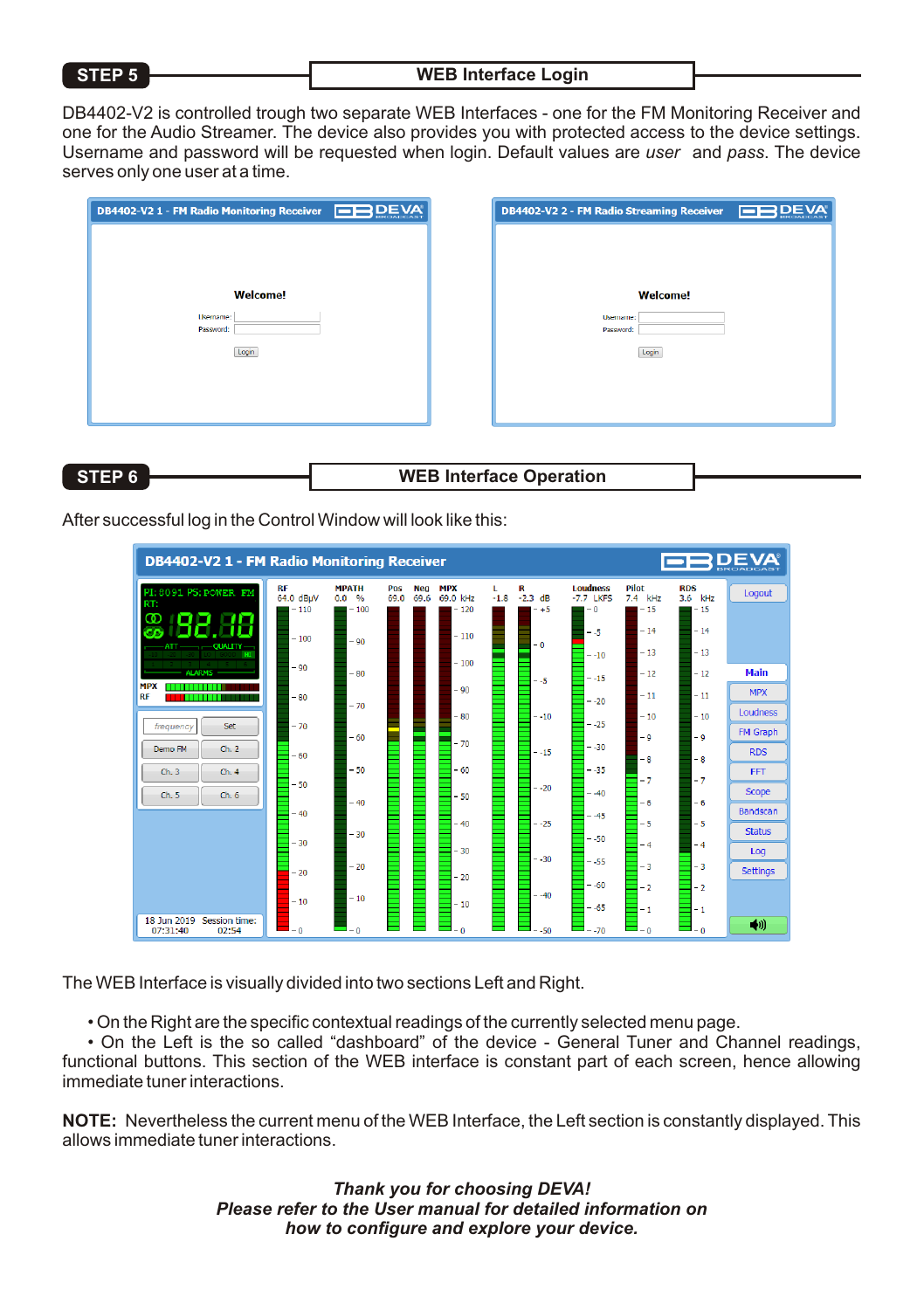## STEP 5 — WEB Interface Login

DB4402-V2 is controlled trough two separate WEB Interfaces - one for the FM Monitoring Receiver and one for the Audio Streamer. The device also provides you with protected access to the device settings. Username and password will be requested when login. Default values are *user* and *pass*. The device serves only one user at a time.

DB4402-V2 1 - FM Radio Monitoring Receiver

Welcome!

Username:
Password:
Login

DB4402-V2 2 - FM Radio Streaming Receiver

Welcome!

Username:
Password:
Login

## STEP 6 — WEB Interface Operation

After successful log in the Control Window will look like this:

DB4402-V2 1 - FM Radio Monitoring Receiver

PI: 8091 PS: POWER FM
RT:
92.10
ATT QUALITY
ALARMS
MPX
RF

frequency Set
Demo FM Ch. 2
Ch. 3 Ch. 4
Ch. 5 Ch. 6

18 Jun 2019 07:31:40 Session time: 02:54

RF 64.0 dBµV
MPATH 0.0 %
Pos 69.0
Neg 69.6
MPX 69.0 kHz
L -1.8
R -2.3 dB
Loudness -7.7 LKFS
Pilot 7.4 kHz
RDS 3.6 kHz

Logout
Main
MPX
Loudness
FM Graph
RDS
FFT
Scope
Bandscan
Status
Log
Settings

The WEB Interface is visually divided into two sections Left and Right.

- On the Right are the specific contextual readings of the currently selected menu page.
- On the Left is the so called “dashboard” of the device - General Tuner and Channel readings, functional buttons. This section of the WEB interface is constant part of each screen, hence allowing immediate tuner interactions.

**NOTE:** Nevertheless the current menu of the WEB Interface, the Left section is constantly displayed. This allows immediate tuner interactions.

***Thank you for choosing DEVA!***
***Please refer to the User manual for detailed information on how to configure and explore your device.***